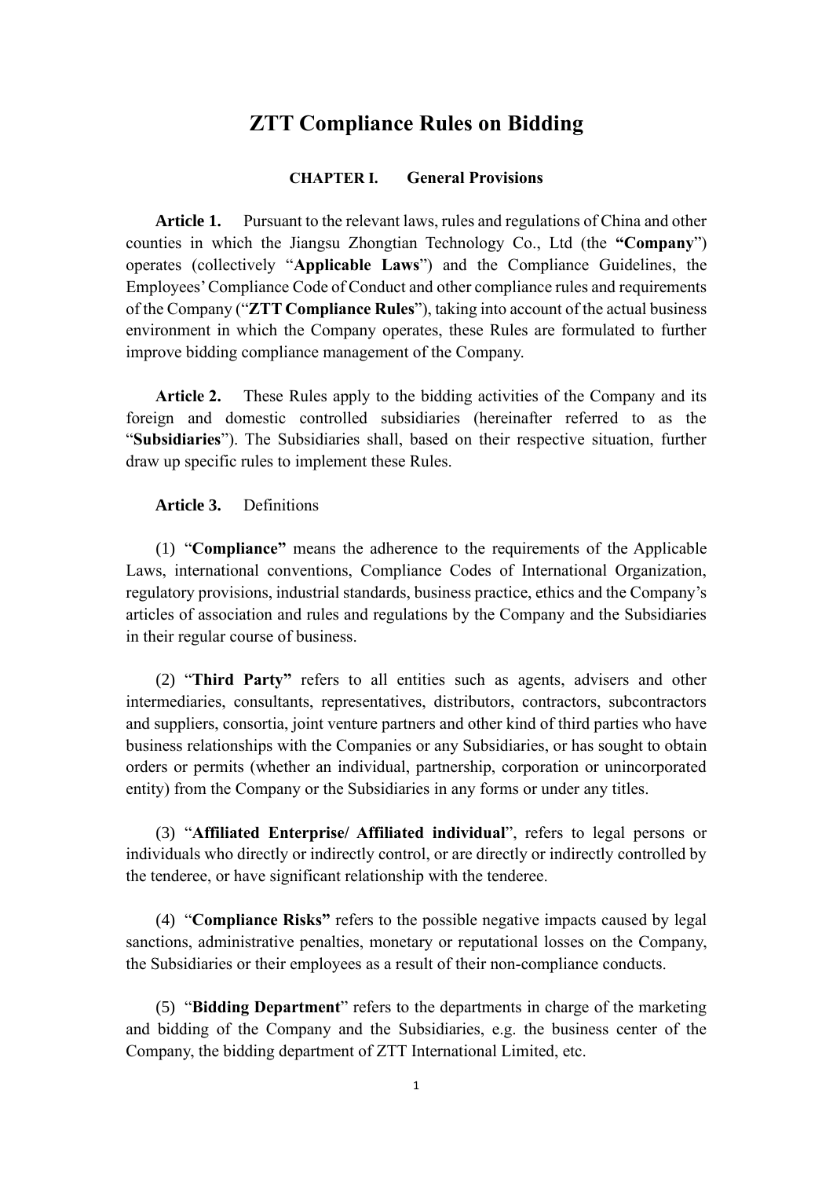# ZTT Compliance Rules on Bidding

## CHAPTER I. General Provisions

**Article 1.** Pursuant to the relevant laws, rules and regulations of China and other counties in which the Jiangsu Zhongtian Technology Co., Ltd (the **"Company"**) operates (collectively "**Applicable Laws**") and the Compliance Guidelines, the Employees' Compliance Code of Conduct and other compliance rules and requirements of the Company ("**ZTT Compliance Rules**"), taking into account of the actual business environment in which the Company operates, these Rules are formulated to further improve bidding compliance management of the Company.

**Article 2.** These Rules apply to the bidding activities of the Company and its foreign and domestic controlled subsidiaries (hereinafter referred to as the "**Subsidiaries**"). The Subsidiaries shall, based on their respective situation, further draw up specific rules to implement these Rules.

**Article 3.** Definitions

(1) "**Compliance"** means the adherence to the requirements of the Applicable Laws, international conventions, Compliance Codes of International Organization, regulatory provisions, industrial standards, business practice, ethics and the Company's articles of association and rules and regulations by the Company and the Subsidiaries in their regular course of business.

(2) "**Third Party"** refers to all entities such as agents, advisers and other intermediaries, consultants, representatives, distributors, contractors, subcontractors and suppliers, consortia, joint venture partners and other kind of third parties who have business relationships with the Companies or any Subsidiaries, or has sought to obtain orders or permits (whether an individual, partnership, corporation or unincorporated entity) from the Company or the Subsidiaries in any forms or under any titles.

(3) "**Affiliated Enterprise/ Affiliated individual**", refers to legal persons or individuals who directly or indirectly control, or are directly or indirectly controlled by the tenderee, or have significant relationship with the tenderee.

(4) "**Compliance Risks"** refers to the possible negative impacts caused by legal sanctions, administrative penalties, monetary or reputational losses on the Company, the Subsidiaries or their employees as a result of their non-compliance conducts.

(5) "**Bidding Department**" refers to the departments in charge of the marketing and bidding of the Company and the Subsidiaries, e.g. the business center of the Company, the bidding department of ZTT International Limited, etc.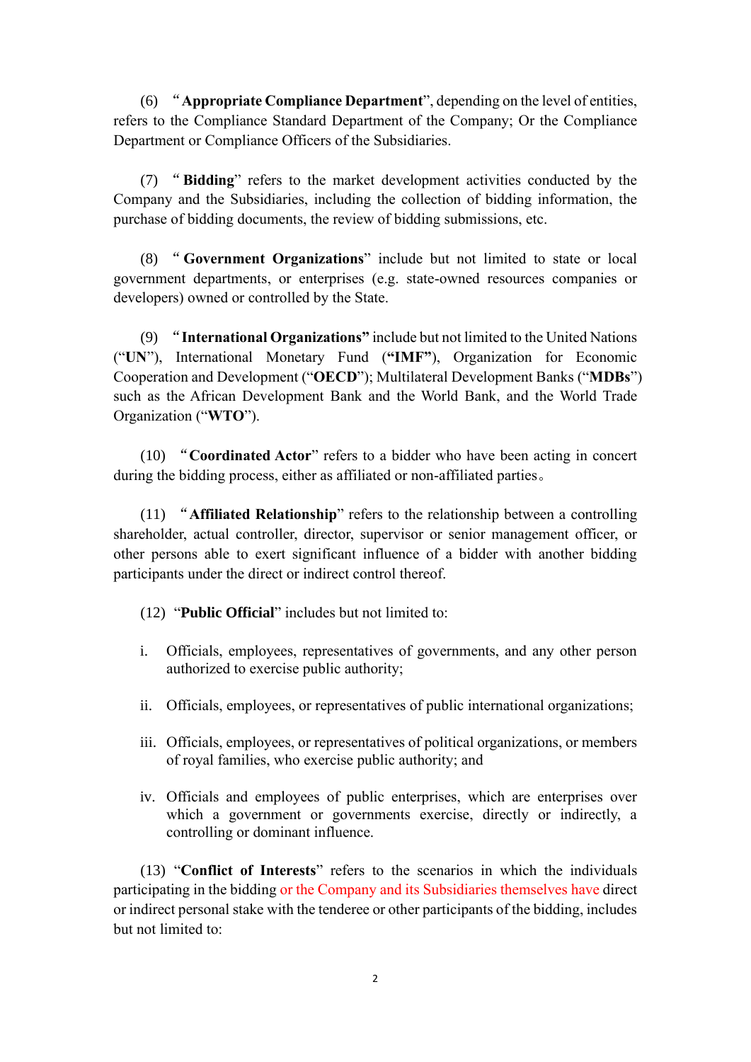(6) "**Appropriate Compliance Department**", depending on the level of entities, refers to the Compliance Standard Department of the Company; Or the Compliance Department or Compliance Officers of the Subsidiaries.

(7) "**Bidding**" refers to the market development activities conducted by the Company and the Subsidiaries, including the collection of bidding information, the purchase of bidding documents, the review of bidding submissions, etc.

(8) "**Government Organizations**" include but not limited to state or local government departments, or enterprises (e.g. state-owned resources companies or developers) owned or controlled by the State.

(9) "**International Organizations**" include but not limited to the United Nations ("**UN**"), International Monetary Fund (**"IMF"**), Organization for Economic Cooperation and Development ("**OECD**"); Multilateral Development Banks ("**MDBs**") such as the African Development Bank and the World Bank, and the World Trade Organization ("**WTO**").

(10) "**Coordinated Actor**" refers to a bidder who have been acting in concert during the bidding process, either as affiliated or non-affiliated parties。

(11) "**Affiliated Relationship**" refers to the relationship between a controlling shareholder, actual controller, director, supervisor or senior management officer, or other persons able to exert significant influence of a bidder with another bidding participants under the direct or indirect control thereof.

(12) "**Public Official**" includes but not limited to:

i. Officials, employees, representatives of governments, and any other person authorized to exercise public authority;

ii. Officials, employees, or representatives of public international organizations;

iii. Officials, employees, or representatives of political organizations, or members of royal families, who exercise public authority; and

iv. Officials and employees of public enterprises, which are enterprises over which a government or governments exercise, directly or indirectly, a controlling or dominant influence.

(13) "**Conflict of Interests**" refers to the scenarios in which the individuals participating in the bidding or the Company and its Subsidiaries themselves have direct or indirect personal stake with the tenderee or other participants of the bidding, includes but not limited to: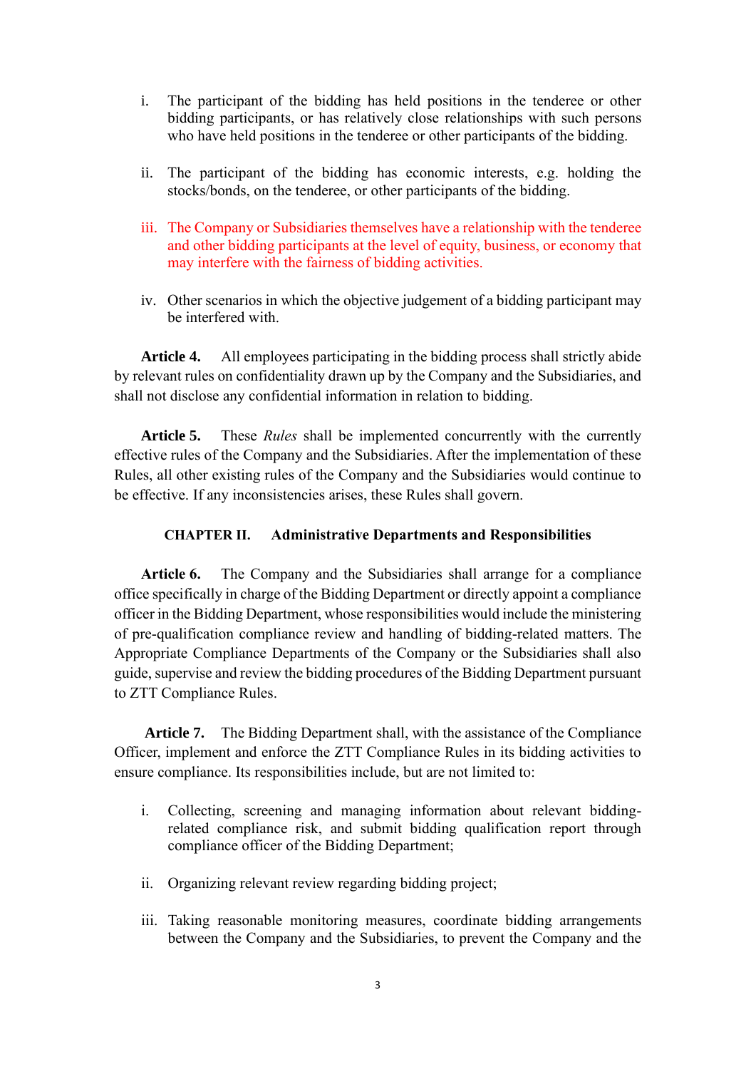i. The participant of the bidding has held positions in the tenderee or other bidding participants, or has relatively close relationships with such persons who have held positions in the tenderee or other participants of the bidding.

ii. The participant of the bidding has economic interests, e.g. holding the stocks/bonds, on the tenderee, or other participants of the bidding.

iii. The Company or Subsidiaries themselves have a relationship with the tenderee and other bidding participants at the level of equity, business, or economy that may interfere with the fairness of bidding activities.

iv. Other scenarios in which the objective judgement of a bidding participant may be interfered with.

**Article 4.** All employees participating in the bidding process shall strictly abide by relevant rules on confidentiality drawn up by the Company and the Subsidiaries, and shall not disclose any confidential information in relation to bidding.

**Article 5.** These *Rules* shall be implemented concurrently with the currently effective rules of the Company and the Subsidiaries. After the implementation of these Rules, all other existing rules of the Company and the Subsidiaries would continue to be effective. If any inconsistencies arises, these Rules shall govern.

## CHAPTER II. Administrative Departments and Responsibilities

**Article 6.** The Company and the Subsidiaries shall arrange for a compliance office specifically in charge of the Bidding Department or directly appoint a compliance officer in the Bidding Department, whose responsibilities would include the ministering of pre-qualification compliance review and handling of bidding-related matters. The Appropriate Compliance Departments of the Company or the Subsidiaries shall also guide, supervise and review the bidding procedures of the Bidding Department pursuant to ZTT Compliance Rules.

**Article 7.** The Bidding Department shall, with the assistance of the Compliance Officer, implement and enforce the ZTT Compliance Rules in its bidding activities to ensure compliance. Its responsibilities include, but are not limited to:

i. Collecting, screening and managing information about relevant bidding-related compliance risk, and submit bidding qualification report through compliance officer of the Bidding Department;

ii. Organizing relevant review regarding bidding project;

iii. Taking reasonable monitoring measures, coordinate bidding arrangements between the Company and the Subsidiaries, to prevent the Company and the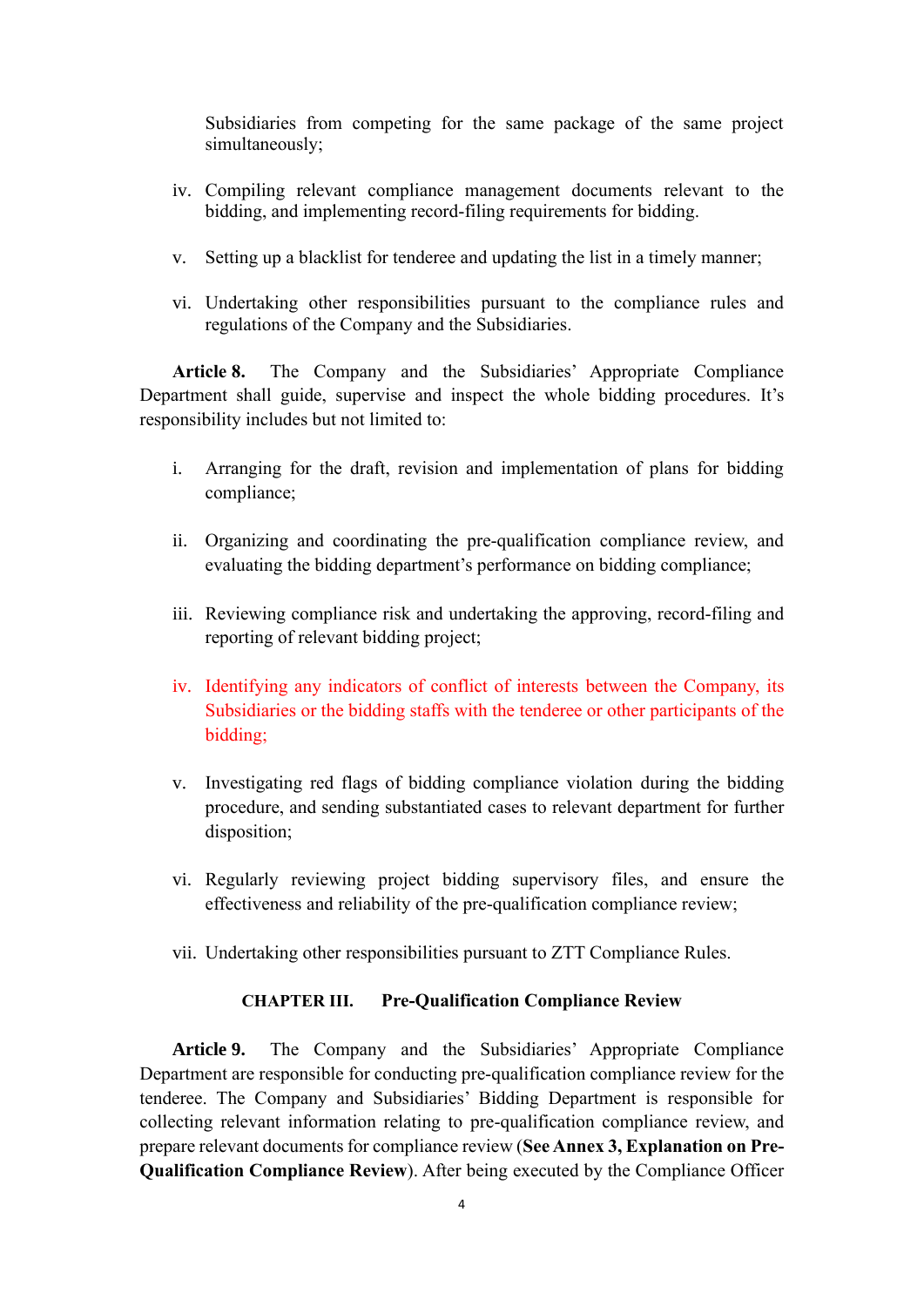Subsidiaries from competing for the same package of the same project simultaneously;

iv. Compiling relevant compliance management documents relevant to the bidding, and implementing record-filing requirements for bidding.

v. Setting up a blacklist for tenderee and updating the list in a timely manner;

vi. Undertaking other responsibilities pursuant to the compliance rules and regulations of the Company and the Subsidiaries.

**Article 8.** The Company and the Subsidiaries' Appropriate Compliance Department shall guide, supervise and inspect the whole bidding procedures. It's responsibility includes but not limited to:

i. Arranging for the draft, revision and implementation of plans for bidding compliance;

ii. Organizing and coordinating the pre-qualification compliance review, and evaluating the bidding department's performance on bidding compliance;

iii. Reviewing compliance risk and undertaking the approving, record-filing and reporting of relevant bidding project;

iv. Identifying any indicators of conflict of interests between the Company, its Subsidiaries or the bidding staffs with the tenderee or other participants of the bidding;

v. Investigating red flags of bidding compliance violation during the bidding procedure, and sending substantiated cases to relevant department for further disposition;

vi. Regularly reviewing project bidding supervisory files, and ensure the effectiveness and reliability of the pre-qualification compliance review;

vii. Undertaking other responsibilities pursuant to ZTT Compliance Rules.

## CHAPTER III. Pre-Qualification Compliance Review

**Article 9.** The Company and the Subsidiaries' Appropriate Compliance Department are responsible for conducting pre-qualification compliance review for the tenderee. The Company and Subsidiaries' Bidding Department is responsible for collecting relevant information relating to pre-qualification compliance review, and prepare relevant documents for compliance review (**See Annex 3, Explanation on Pre-Qualification Compliance Review**). After being executed by the Compliance Officer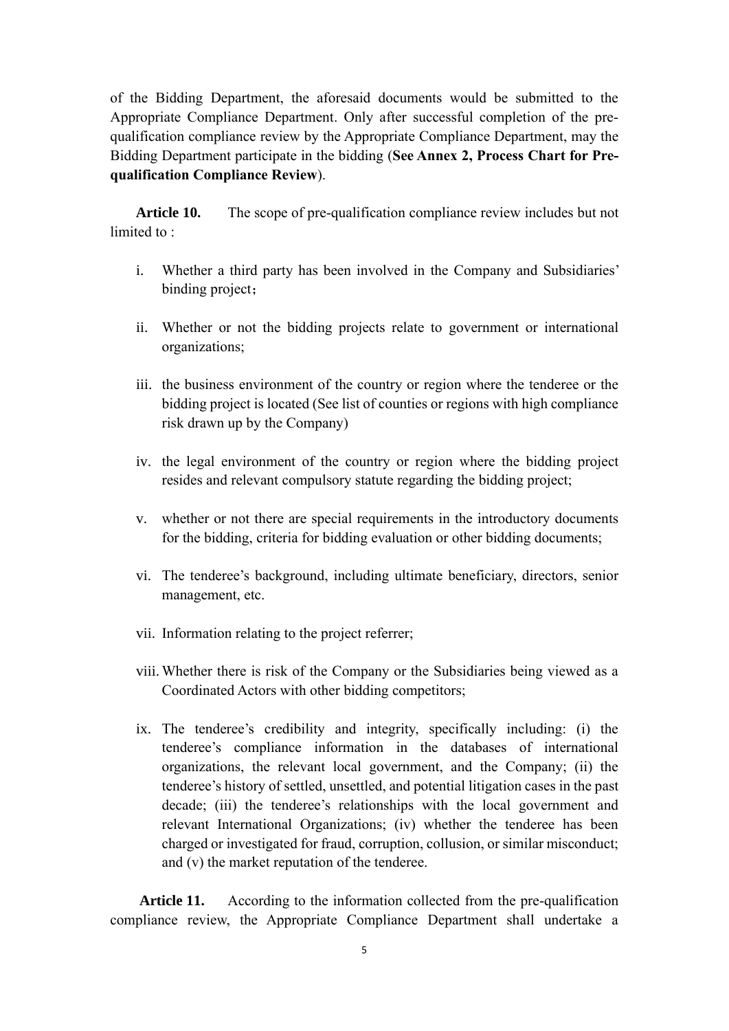of the Bidding Department, the aforesaid documents would be submitted to the Appropriate Compliance Department. Only after successful completion of the pre-qualification compliance review by the Appropriate Compliance Department, may the Bidding Department participate in the bidding (**See Annex 2, Process Chart for Pre-qualification Compliance Review**).

**Article 10.** The scope of pre-qualification compliance review includes but not limited to :

i. Whether a third party has been involved in the Company and Subsidiaries' binding project；

ii. Whether or not the bidding projects relate to government or international organizations;

iii. the business environment of the country or region where the tenderee or the bidding project is located (See list of counties or regions with high compliance risk drawn up by the Company)

iv. the legal environment of the country or region where the bidding project resides and relevant compulsory statute regarding the bidding project;

v. whether or not there are special requirements in the introductory documents for the bidding, criteria for bidding evaluation or other bidding documents;

vi. The tenderee's background, including ultimate beneficiary, directors, senior management, etc.

vii. Information relating to the project referrer;

viii. Whether there is risk of the Company or the Subsidiaries being viewed as a Coordinated Actors with other bidding competitors;

ix. The tenderee's credibility and integrity, specifically including: (i) the tenderee's compliance information in the databases of international organizations, the relevant local government, and the Company; (ii) the tenderee's history of settled, unsettled, and potential litigation cases in the past decade; (iii) the tenderee's relationships with the local government and relevant International Organizations; (iv) whether the tenderee has been charged or investigated for fraud, corruption, collusion, or similar misconduct; and (v) the market reputation of the tenderee.

**Article 11.** According to the information collected from the pre-qualification compliance review, the Appropriate Compliance Department shall undertake a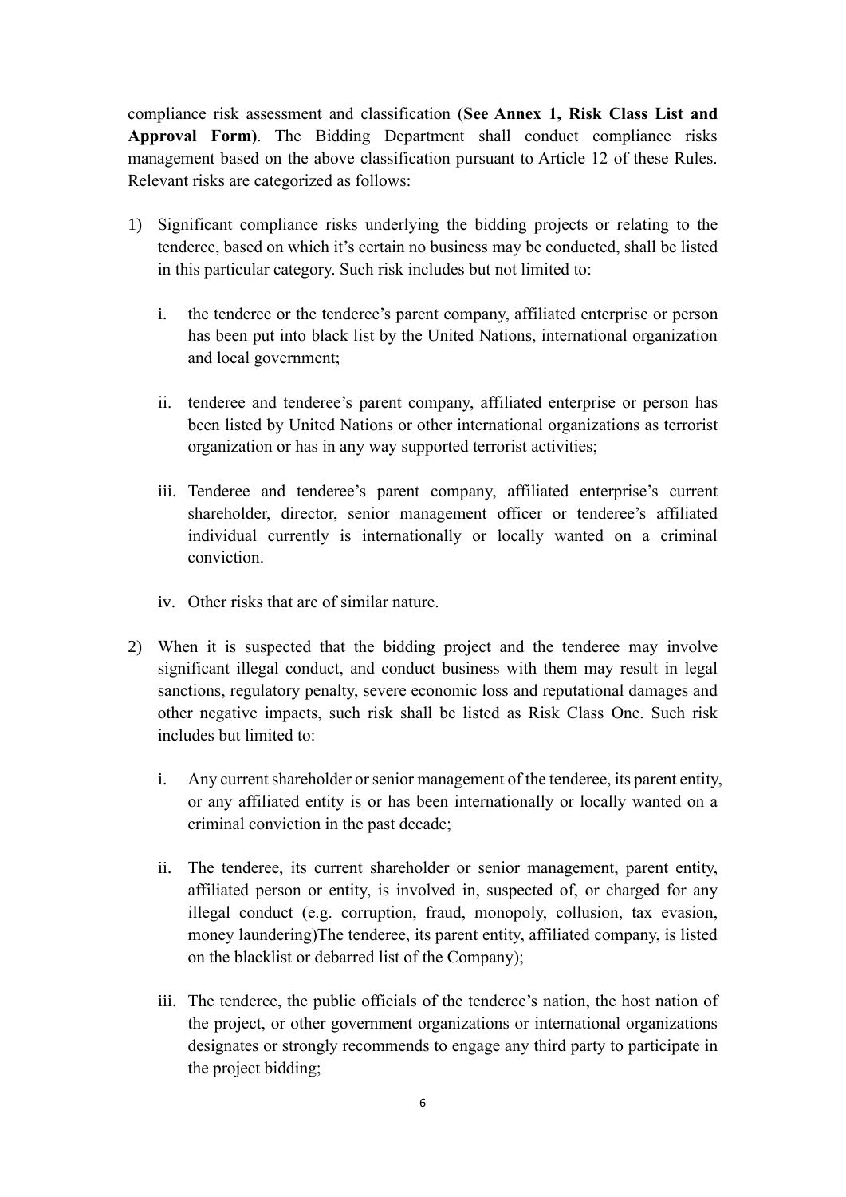compliance risk assessment and classification (**See Annex 1, Risk Class List and Approval Form)**. The Bidding Department shall conduct compliance risks management based on the above classification pursuant to Article 12 of these Rules. Relevant risks are categorized as follows:

1) Significant compliance risks underlying the bidding projects or relating to the tenderee, based on which it's certain no business may be conducted, shall be listed in this particular category. Such risk includes but not limited to:

   i. the tenderee or the tenderee's parent company, affiliated enterprise or person has been put into black list by the United Nations, international organization and local government;

   ii. tenderee and tenderee's parent company, affiliated enterprise or person has been listed by United Nations or other international organizations as terrorist organization or has in any way supported terrorist activities;

   iii. Tenderee and tenderee's parent company, affiliated enterprise's current shareholder, director, senior management officer or tenderee's affiliated individual currently is internationally or locally wanted on a criminal conviction.

   iv. Other risks that are of similar nature.

2) When it is suspected that the bidding project and the tenderee may involve significant illegal conduct, and conduct business with them may result in legal sanctions, regulatory penalty, severe economic loss and reputational damages and other negative impacts, such risk shall be listed as Risk Class One. Such risk includes but limited to:

   i. Any current shareholder or senior management of the tenderee, its parent entity, or any affiliated entity is or has been internationally or locally wanted on a criminal conviction in the past decade;

   ii. The tenderee, its current shareholder or senior management, parent entity, affiliated person or entity, is involved in, suspected of, or charged for any illegal conduct (e.g. corruption, fraud, monopoly, collusion, tax evasion, money laundering)The tenderee, its parent entity, affiliated company, is listed on the blacklist or debarred list of the Company);

   iii. The tenderee, the public officials of the tenderee's nation, the host nation of the project, or other government organizations or international organizations designates or strongly recommends to engage any third party to participate in the project bidding;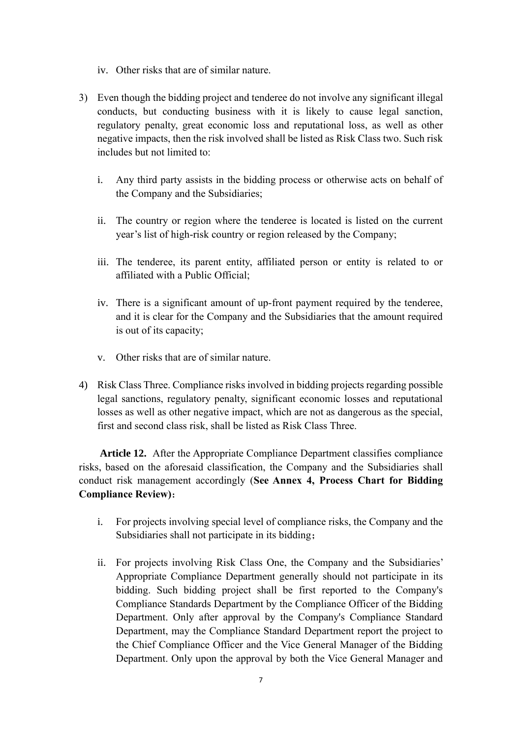iv. Other risks that are of similar nature.

3) Even though the bidding project and tenderee do not involve any significant illegal conducts, but conducting business with it is likely to cause legal sanction, regulatory penalty, great economic loss and reputational loss, as well as other negative impacts, then the risk involved shall be listed as Risk Class two. Such risk includes but not limited to:

   i. Any third party assists in the bidding process or otherwise acts on behalf of the Company and the Subsidiaries;

   ii. The country or region where the tenderee is located is listed on the current year's list of high-risk country or region released by the Company;

   iii. The tenderee, its parent entity, affiliated person or entity is related to or affiliated with a Public Official;

   iv. There is a significant amount of up-front payment required by the tenderee, and it is clear for the Company and the Subsidiaries that the amount required is out of its capacity;

   v. Other risks that are of similar nature.

4) Risk Class Three. Compliance risks involved in bidding projects regarding possible legal sanctions, regulatory penalty, significant economic losses and reputational losses as well as other negative impact, which are not as dangerous as the special, first and second class risk, shall be listed as Risk Class Three.

**Article 12.** After the Appropriate Compliance Department classifies compliance risks, based on the aforesaid classification, the Company and the Subsidiaries shall conduct risk management accordingly (**See Annex 4, Process Chart for Bidding Compliance Review**)：

   i. For projects involving special level of compliance risks, the Company and the Subsidiaries shall not participate in its bidding；

   ii. For projects involving Risk Class One, the Company and the Subsidiaries' Appropriate Compliance Department generally should not participate in its bidding. Such bidding project shall be first reported to the Company's Compliance Standards Department by the Compliance Officer of the Bidding Department. Only after approval by the Company's Compliance Standard Department, may the Compliance Standard Department report the project to the Chief Compliance Officer and the Vice General Manager of the Bidding Department. Only upon the approval by both the Vice General Manager and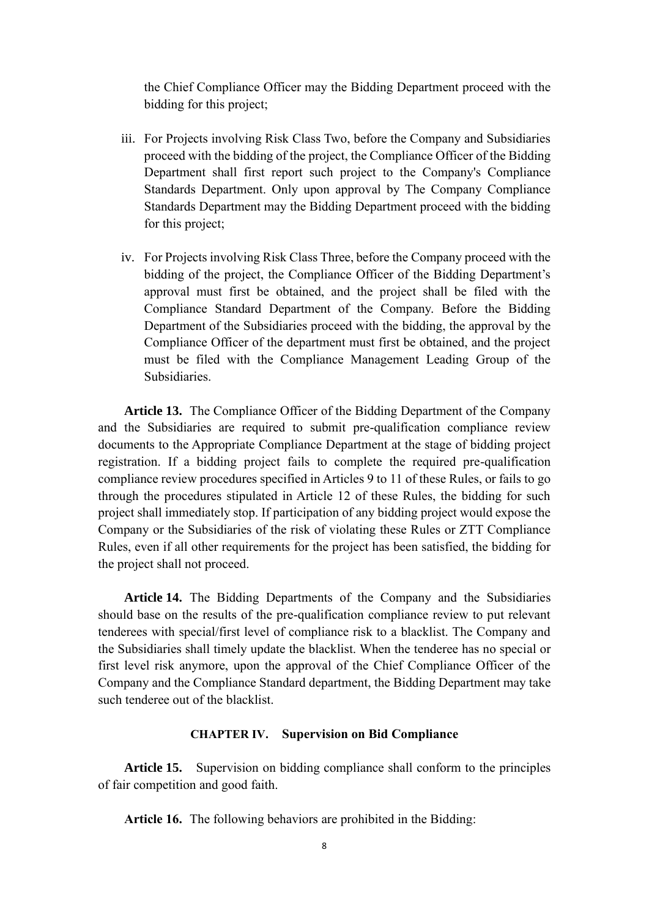the Chief Compliance Officer may the Bidding Department proceed with the bidding for this project;

iii. For Projects involving Risk Class Two, before the Company and Subsidiaries proceed with the bidding of the project, the Compliance Officer of the Bidding Department shall first report such project to the Company's Compliance Standards Department. Only upon approval by The Company Compliance Standards Department may the Bidding Department proceed with the bidding for this project;

iv. For Projects involving Risk Class Three, before the Company proceed with the bidding of the project, the Compliance Officer of the Bidding Department's approval must first be obtained, and the project shall be filed with the Compliance Standard Department of the Company. Before the Bidding Department of the Subsidiaries proceed with the bidding, the approval by the Compliance Officer of the department must first be obtained, and the project must be filed with the Compliance Management Leading Group of the Subsidiaries.

**Article 13.** The Compliance Officer of the Bidding Department of the Company and the Subsidiaries are required to submit pre-qualification compliance review documents to the Appropriate Compliance Department at the stage of bidding project registration. If a bidding project fails to complete the required pre-qualification compliance review procedures specified in Articles 9 to 11 of these Rules, or fails to go through the procedures stipulated in Article 12 of these Rules, the bidding for such project shall immediately stop. If participation of any bidding project would expose the Company or the Subsidiaries of the risk of violating these Rules or ZTT Compliance Rules, even if all other requirements for the project has been satisfied, the bidding for the project shall not proceed.

**Article 14.** The Bidding Departments of the Company and the Subsidiaries should base on the results of the pre-qualification compliance review to put relevant tenderees with special/first level of compliance risk to a blacklist. The Company and the Subsidiaries shall timely update the blacklist. When the tenderee has no special or first level risk anymore, upon the approval of the Chief Compliance Officer of the Company and the Compliance Standard department, the Bidding Department may take such tenderee out of the blacklist.

## CHAPTER IV. Supervision on Bid Compliance

**Article 15.** Supervision on bidding compliance shall conform to the principles of fair competition and good faith.

**Article 16.** The following behaviors are prohibited in the Bidding: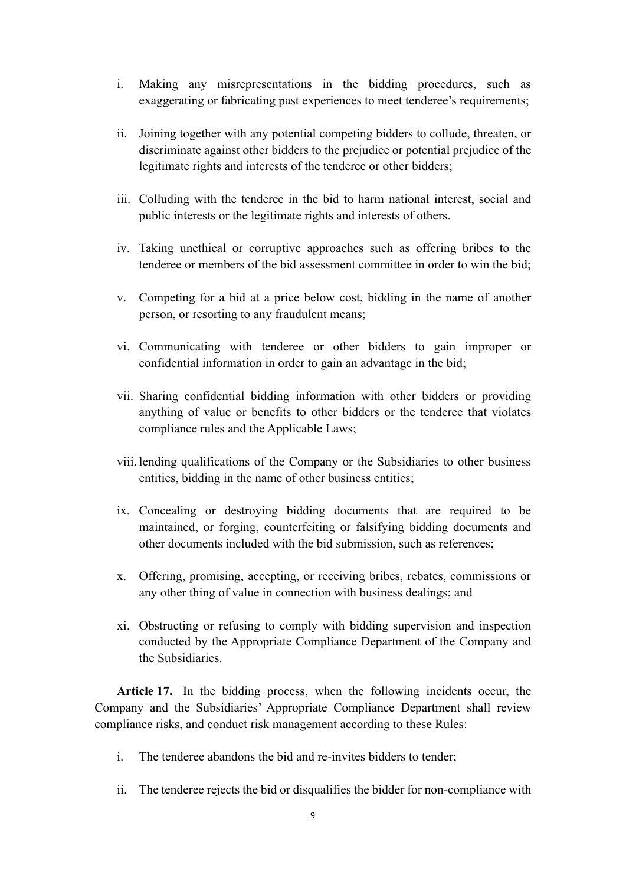i. Making any misrepresentations in the bidding procedures, such as exaggerating or fabricating past experiences to meet tenderee's requirements;

ii. Joining together with any potential competing bidders to collude, threaten, or discriminate against other bidders to the prejudice or potential prejudice of the legitimate rights and interests of the tenderee or other bidders;

iii. Colluding with the tenderee in the bid to harm national interest, social and public interests or the legitimate rights and interests of others.

iv. Taking unethical or corruptive approaches such as offering bribes to the tenderee or members of the bid assessment committee in order to win the bid;

v. Competing for a bid at a price below cost, bidding in the name of another person, or resorting to any fraudulent means;

vi. Communicating with tenderee or other bidders to gain improper or confidential information in order to gain an advantage in the bid;

vii. Sharing confidential bidding information with other bidders or providing anything of value or benefits to other bidders or the tenderee that violates compliance rules and the Applicable Laws;

viii. lending qualifications of the Company or the Subsidiaries to other business entities, bidding in the name of other business entities;

ix. Concealing or destroying bidding documents that are required to be maintained, or forging, counterfeiting or falsifying bidding documents and other documents included with the bid submission, such as references;

x. Offering, promising, accepting, or receiving bribes, rebates, commissions or any other thing of value in connection with business dealings; and

xi. Obstructing or refusing to comply with bidding supervision and inspection conducted by the Appropriate Compliance Department of the Company and the Subsidiaries.

**Article 17.** In the bidding process, when the following incidents occur, the Company and the Subsidiaries' Appropriate Compliance Department shall review compliance risks, and conduct risk management according to these Rules:

i. The tenderee abandons the bid and re-invites bidders to tender;

ii. The tenderee rejects the bid or disqualifies the bidder for non-compliance with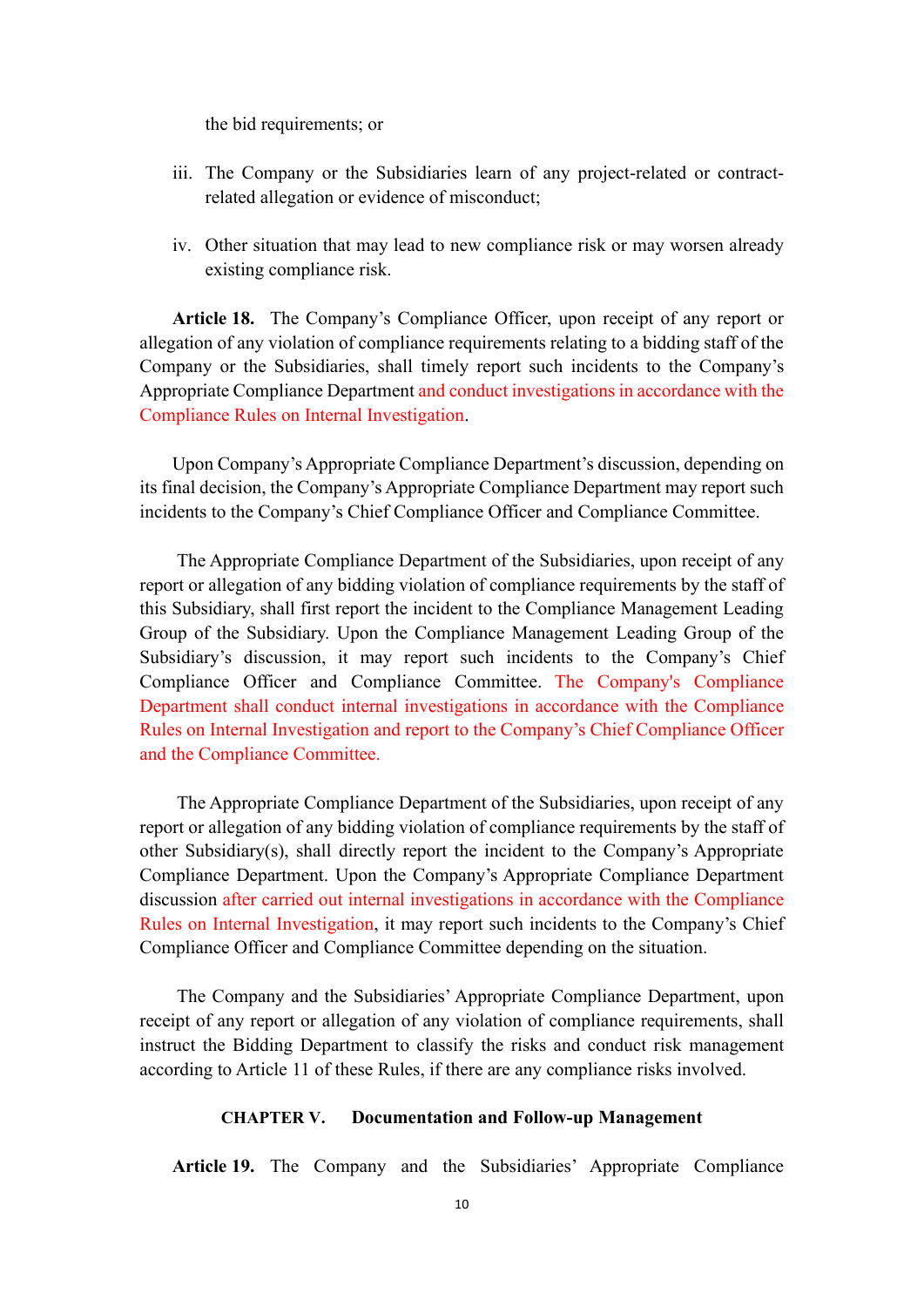the bid requirements; or

iii. The Company or the Subsidiaries learn of any project-related or contract-related allegation or evidence of misconduct;

iv. Other situation that may lead to new compliance risk or may worsen already existing compliance risk.

**Article 18.** The Company's Compliance Officer, upon receipt of any report or allegation of any violation of compliance requirements relating to a bidding staff of the Company or the Subsidiaries, shall timely report such incidents to the Company's Appropriate Compliance Department and conduct investigations in accordance with the Compliance Rules on Internal Investigation.

Upon Company's Appropriate Compliance Department's discussion, depending on its final decision, the Company's Appropriate Compliance Department may report such incidents to the Company's Chief Compliance Officer and Compliance Committee.

The Appropriate Compliance Department of the Subsidiaries, upon receipt of any report or allegation of any bidding violation of compliance requirements by the staff of this Subsidiary, shall first report the incident to the Compliance Management Leading Group of the Subsidiary. Upon the Compliance Management Leading Group of the Subsidiary's discussion, it may report such incidents to the Company's Chief Compliance Officer and Compliance Committee. The Company's Compliance Department shall conduct internal investigations in accordance with the Compliance Rules on Internal Investigation and report to the Company's Chief Compliance Officer and the Compliance Committee.

The Appropriate Compliance Department of the Subsidiaries, upon receipt of any report or allegation of any bidding violation of compliance requirements by the staff of other Subsidiary(s), shall directly report the incident to the Company's Appropriate Compliance Department. Upon the Company's Appropriate Compliance Department discussion after carried out internal investigations in accordance with the Compliance Rules on Internal Investigation, it may report such incidents to the Company's Chief Compliance Officer and Compliance Committee depending on the situation.

The Company and the Subsidiaries' Appropriate Compliance Department, upon receipt of any report or allegation of any violation of compliance requirements, shall instruct the Bidding Department to classify the risks and conduct risk management according to Article 11 of these Rules, if there are any compliance risks involved.

## CHAPTER V. Documentation and Follow-up Management

**Article 19.** The Company and the Subsidiaries' Appropriate Compliance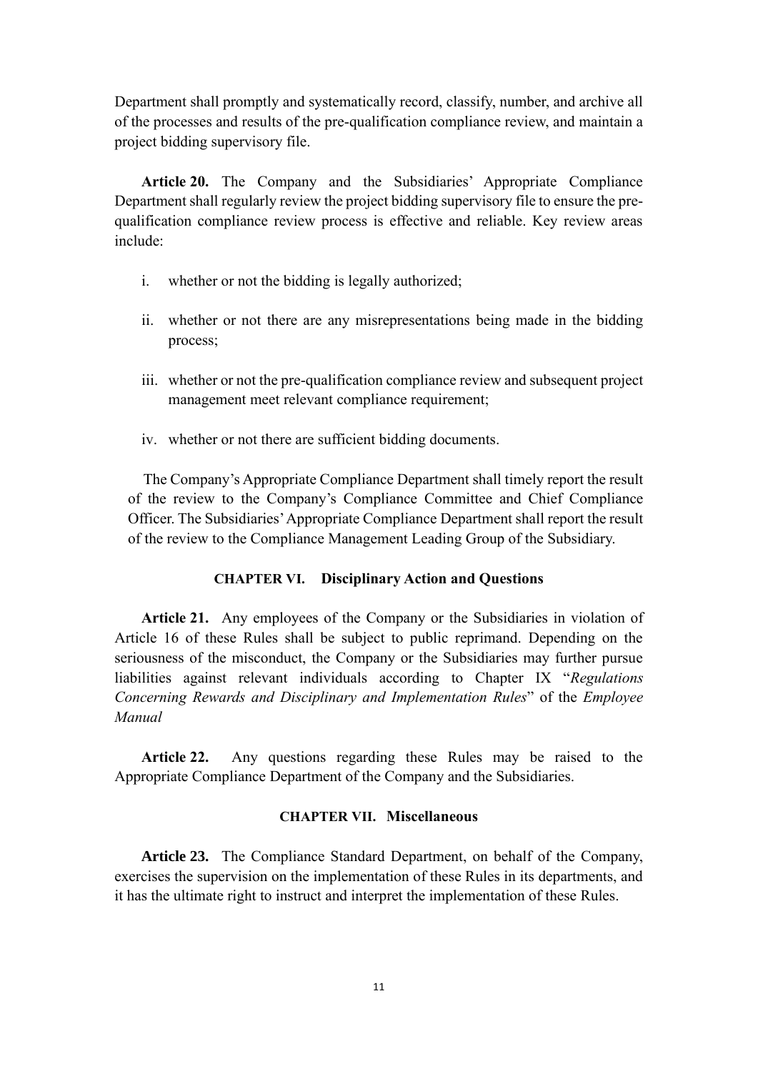Department shall promptly and systematically record, classify, number, and archive all of the processes and results of the pre-qualification compliance review, and maintain a project bidding supervisory file.

**Article 20.** The Company and the Subsidiaries' Appropriate Compliance Department shall regularly review the project bidding supervisory file to ensure the pre-qualification compliance review process is effective and reliable. Key review areas include:

i. whether or not the bidding is legally authorized;

ii. whether or not there are any misrepresentations being made in the bidding process;

iii. whether or not the pre-qualification compliance review and subsequent project management meet relevant compliance requirement;

iv. whether or not there are sufficient bidding documents.

The Company's Appropriate Compliance Department shall timely report the result of the review to the Company's Compliance Committee and Chief Compliance Officer. The Subsidiaries' Appropriate Compliance Department shall report the result of the review to the Compliance Management Leading Group of the Subsidiary.

## CHAPTER VI. Disciplinary Action and Questions

**Article 21.** Any employees of the Company or the Subsidiaries in violation of Article 16 of these Rules shall be subject to public reprimand. Depending on the seriousness of the misconduct, the Company or the Subsidiaries may further pursue liabilities against relevant individuals according to Chapter IX "*Regulations Concerning Rewards and Disciplinary and Implementation Rules*" of the *Employee Manual*

**Article 22.** Any questions regarding these Rules may be raised to the Appropriate Compliance Department of the Company and the Subsidiaries.

## CHAPTER VII. Miscellaneous

**Article 23.** The Compliance Standard Department, on behalf of the Company, exercises the supervision on the implementation of these Rules in its departments, and it has the ultimate right to instruct and interpret the implementation of these Rules.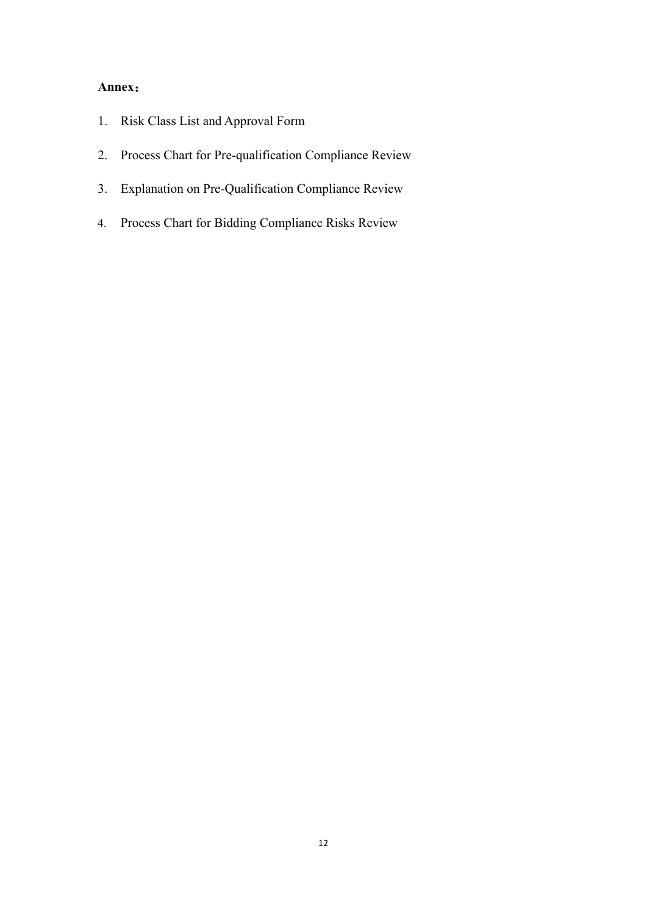**Annex：**

1. Risk Class List and Approval Form
2. Process Chart for Pre-qualification Compliance Review
3. Explanation on Pre-Qualification Compliance Review
4. Process Chart for Bidding Compliance Risks Review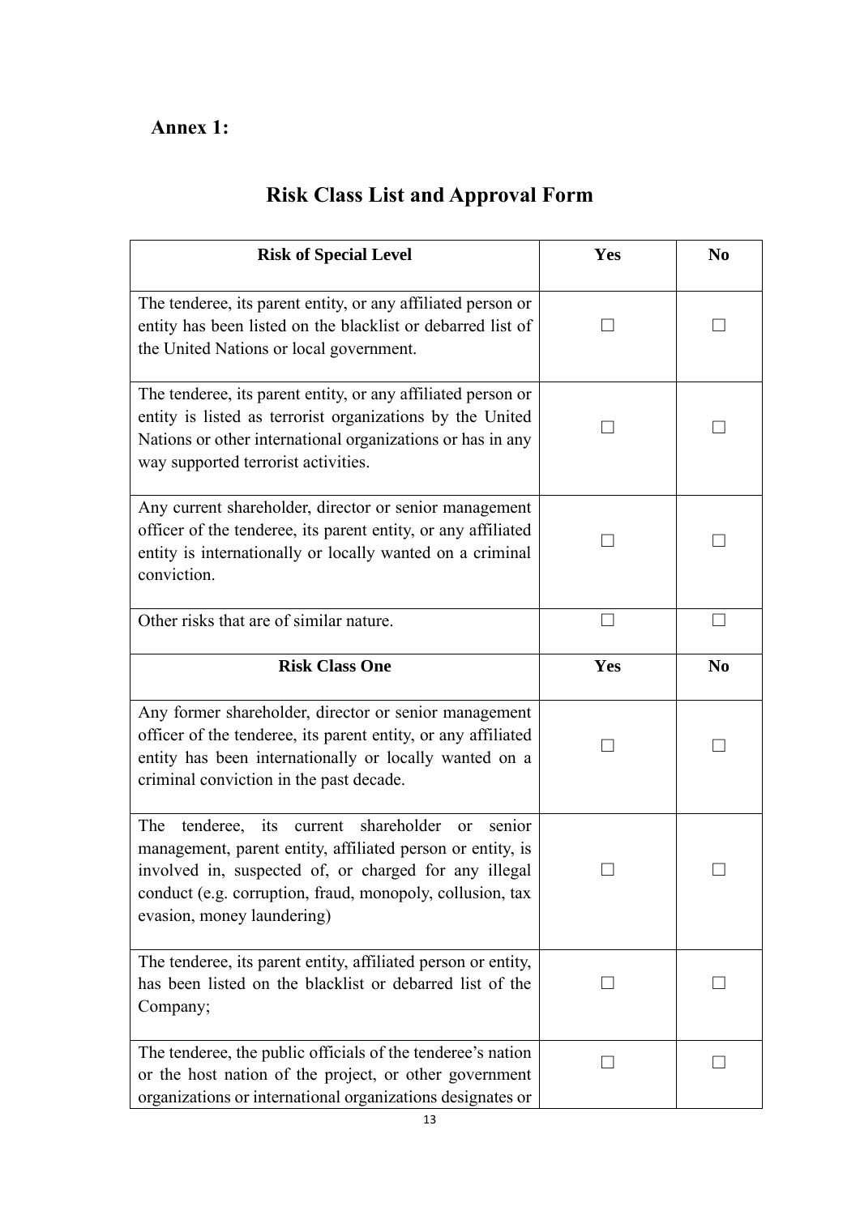**Annex 1:**

# Risk Class List and Approval Form

| Risk of Special Level | Yes | No |
| --- | --- | --- |
| The tenderee, its parent entity, or any affiliated person or entity has been listed on the blacklist or debarred list of the United Nations or local government. | ☐ | ☐ |
| The tenderee, its parent entity, or any affiliated person or entity is listed as terrorist organizations by the United Nations or other international organizations or has in any way supported terrorist activities. | ☐ | ☐ |
| Any current shareholder, director or senior management officer of the tenderee, its parent entity, or any affiliated entity is internationally or locally wanted on a criminal conviction. | ☐ | ☐ |
| Other risks that are of similar nature. | ☐ | ☐ |
| **Risk Class One** | **Yes** | **No** |
| Any former shareholder, director or senior management officer of the tenderee, its parent entity, or any affiliated entity has been internationally or locally wanted on a criminal conviction in the past decade. | ☐ | ☐ |
| The tenderee, its current shareholder or senior management, parent entity, affiliated person or entity, is involved in, suspected of, or charged for any illegal conduct (e.g. corruption, fraud, monopoly, collusion, tax evasion, money laundering) | ☐ | ☐ |
| The tenderee, its parent entity, affiliated person or entity, has been listed on the blacklist or debarred list of the Company; | ☐ | ☐ |
| The tenderee, the public officials of the tenderee's nation or the host nation of the project, or other government organizations or international organizations designates or | ☐ | ☐ |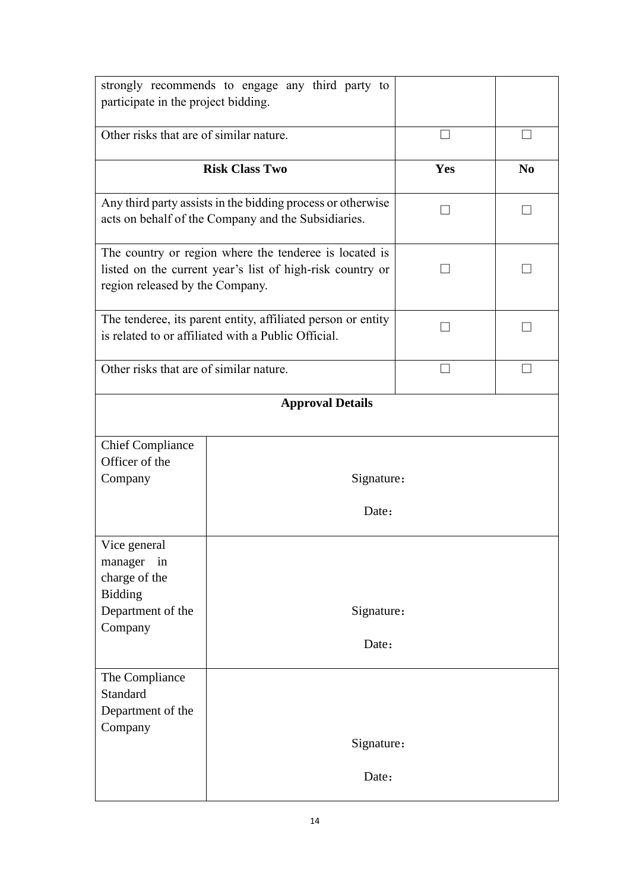| | | |
|---|---|---|
| strongly recommends to engage any third party to participate in the project bidding. | | |
| Other risks that are of similar nature. | ☐ | ☐ |
| **Risk Class Two** | **Yes** | **No** |
| Any third party assists in the bidding process or otherwise acts on behalf of the Company and the Subsidiaries. | ☐ | ☐ |
| The country or region where the tenderee is located is listed on the current year's list of high-risk country or region released by the Company. | ☐ | ☐ |
| The tenderee, its parent entity, affiliated person or entity is related to or affiliated with a Public Official. | ☐ | ☐ |
| Other risks that are of similar nature. | ☐ | ☐ |

| **Approval Details** | |
|---|---|
| Chief Compliance Officer of the Company | Signature：<br><br>Date： |
| Vice general manager in charge of the Bidding Department of the Company | Signature：<br><br>Date： |
| The Compliance Standard Department of the Company | Signature：<br><br>Date： |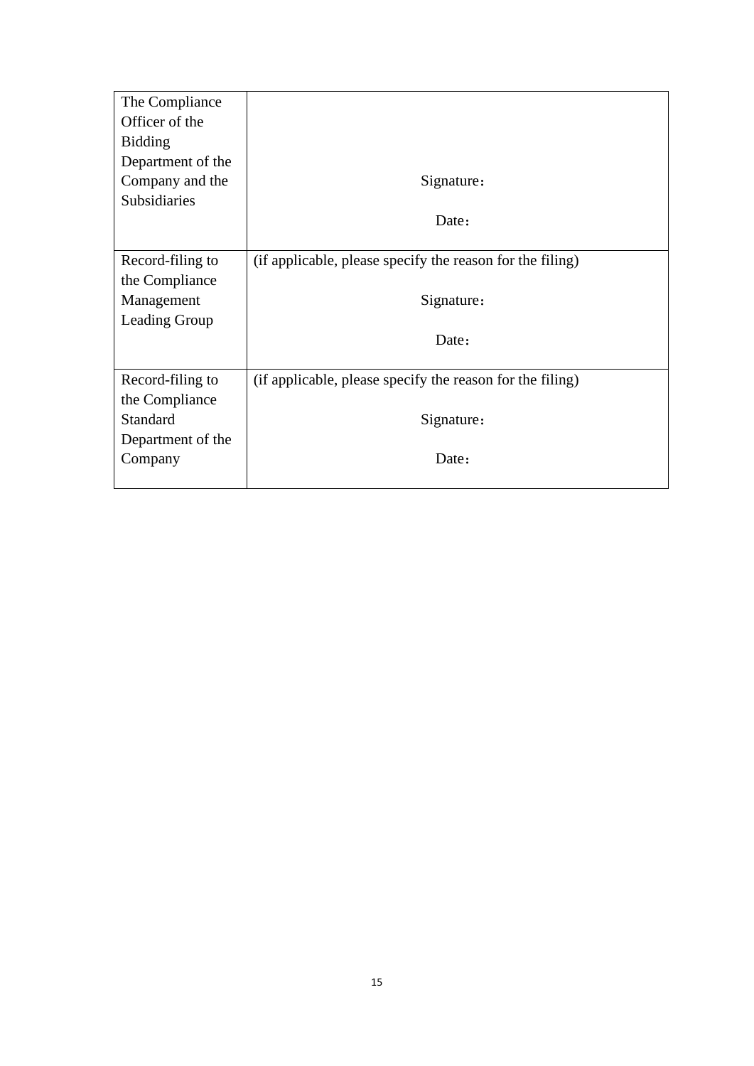| | |
|---|---|
| The Compliance Officer of the Bidding Department of the Company and the Subsidiaries | Signature：<br><br>Date： |
| Record-filing to the Compliance Management Leading Group | (if applicable, please specify the reason for the filing)<br><br>Signature：<br><br>Date： |
| Record-filing to the Compliance Standard Department of the Company | (if applicable, please specify the reason for the filing)<br><br>Signature：<br><br>Date： |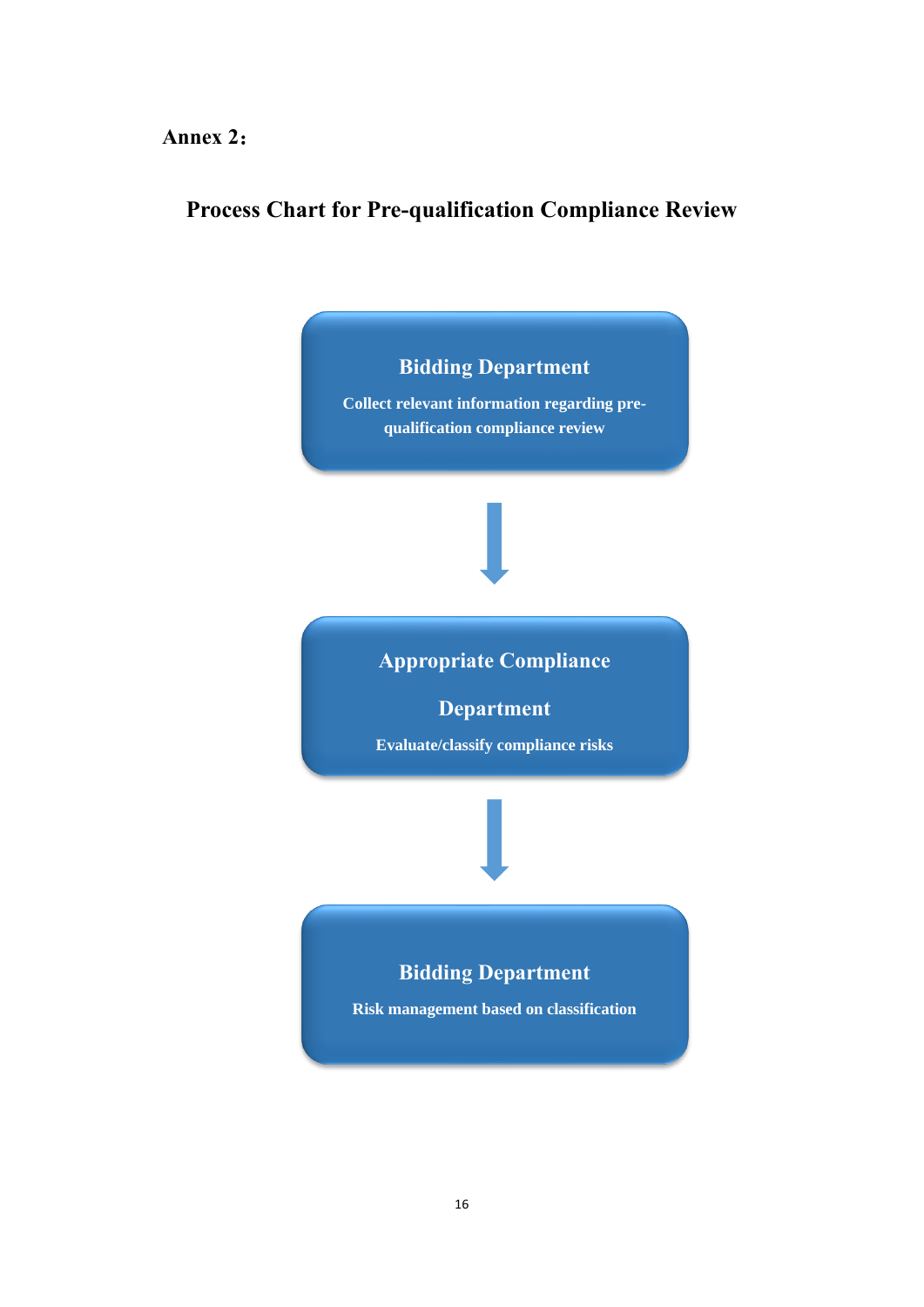Annex 2：

## Process Chart for Pre-qualification Compliance Review

**Bidding Department**

Collect relevant information regarding pre-qualification compliance review

↓

**Appropriate Compliance Department**

Evaluate/classify compliance risks

↓

**Bidding Department**

Risk management based on classification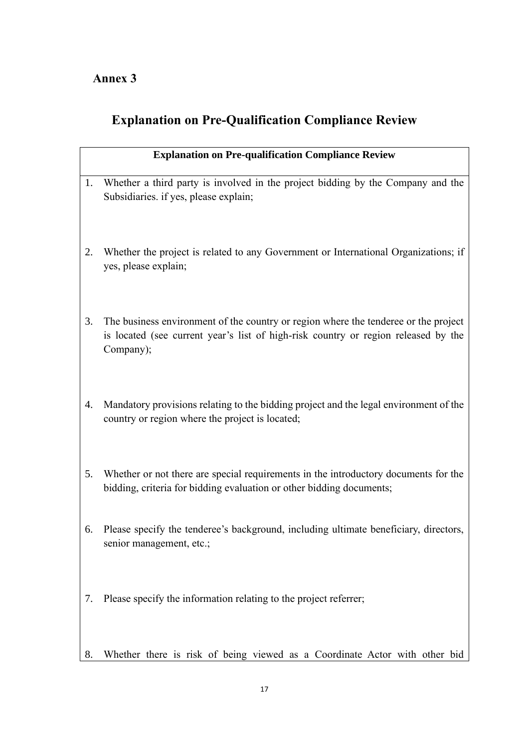**Annex 3**

# Explanation on Pre-Qualification Compliance Review

| Explanation on Pre-qualification Compliance Review |
|---|
| 1. Whether a third party is involved in the project bidding by the Company and the Subsidiaries. if yes, please explain; |
| 2. Whether the project is related to any Government or International Organizations; if yes, please explain; |
| 3. The business environment of the country or region where the tenderee or the project is located (see current year's list of high-risk country or region released by the Company); |
| 4. Mandatory provisions relating to the bidding project and the legal environment of the country or region where the project is located; |
| 5. Whether or not there are special requirements in the introductory documents for the bidding, criteria for bidding evaluation or other bidding documents; |
| 6. Please specify the tenderee's background, including ultimate beneficiary, directors, senior management, etc.; |
| 7. Please specify the information relating to the project referrer; |
| 8. Whether there is risk of being viewed as a Coordinate Actor with other bid |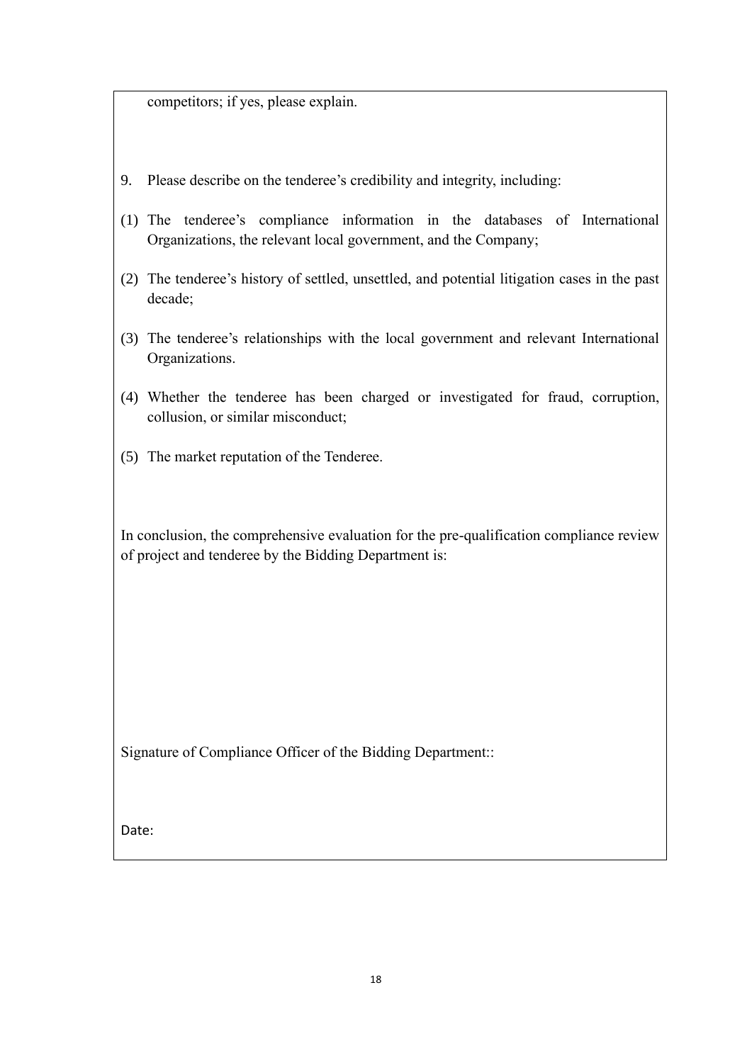competitors; if yes, please explain.

9. Please describe on the tenderee's credibility and integrity, including:

(1) The tenderee's compliance information in the databases of International Organizations, the relevant local government, and the Company;

(2) The tenderee's history of settled, unsettled, and potential litigation cases in the past decade;

(3) The tenderee's relationships with the local government and relevant International Organizations.

(4) Whether the tenderee has been charged or investigated for fraud, corruption, collusion, or similar misconduct;

(5) The market reputation of the Tenderee.

In conclusion, the comprehensive evaluation for the pre-qualification compliance review of project and tenderee by the Bidding Department is:

Signature of Compliance Officer of the Bidding Department::

Date: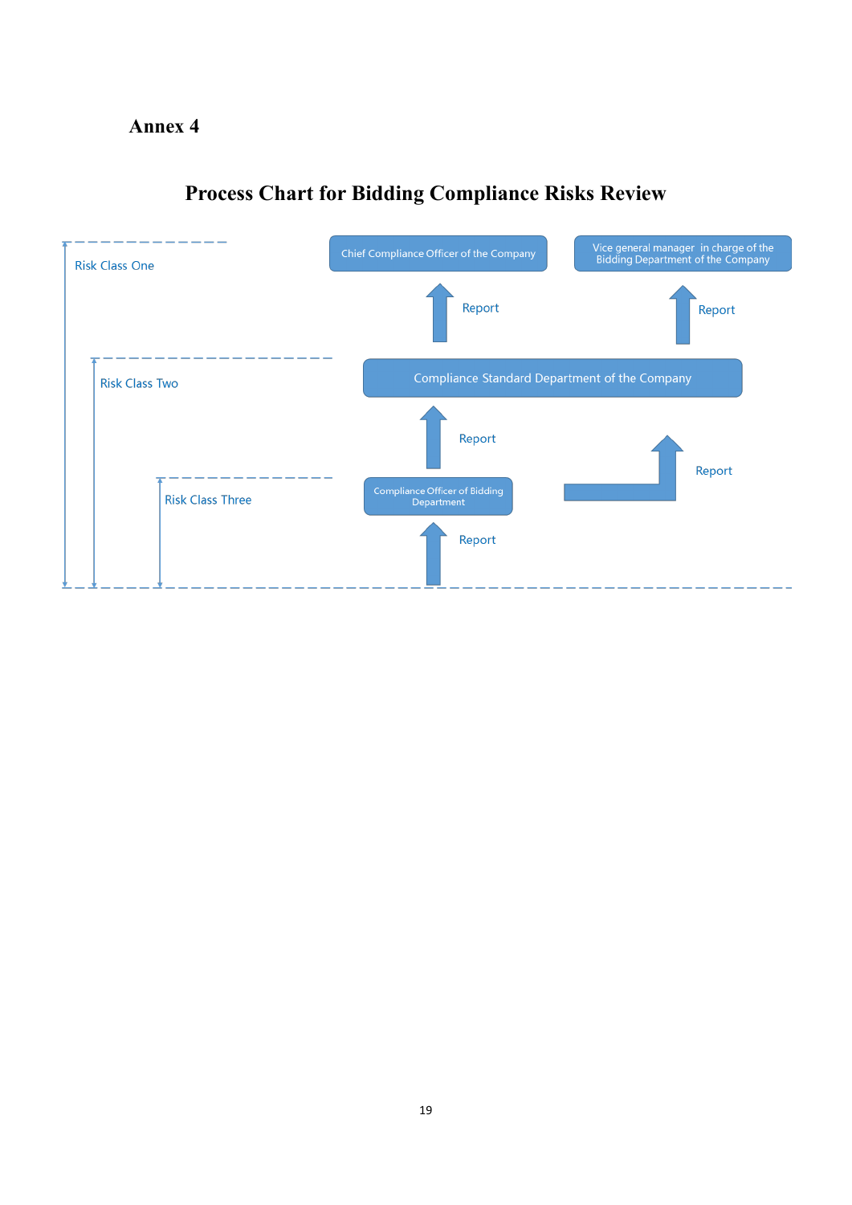Annex 4

# Process Chart for Bidding Compliance Risks Review

Risk Class One

Risk Class Two

Risk Class Three

Chief Compliance Officer of the Company

Vice general manager in charge of the Bidding Department of the Company

Report

Report

Compliance Standard Department of the Company

Report

Report

Compliance Officer of Bidding Department

Report